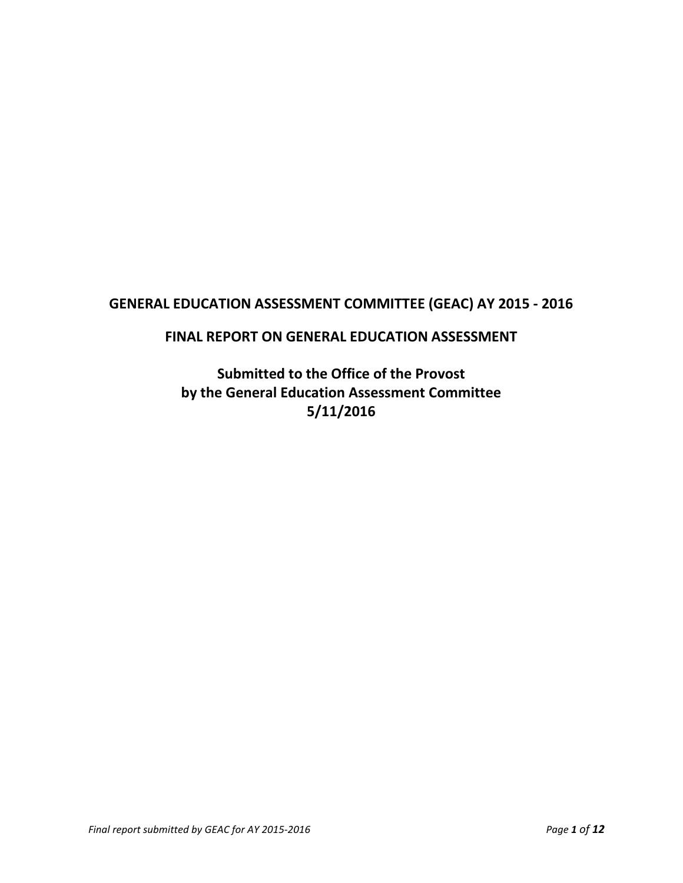# GENERAL EDUCATION ASSESSMENT COMMITTEE (GEAC) AY 2015 - 2016

## FINAL REPORT ON GENERAL EDUCATION ASSESSMENT

**Submitted to the Office of the Provost**
**by the General Education Assessment Committee**
**5/11/2016**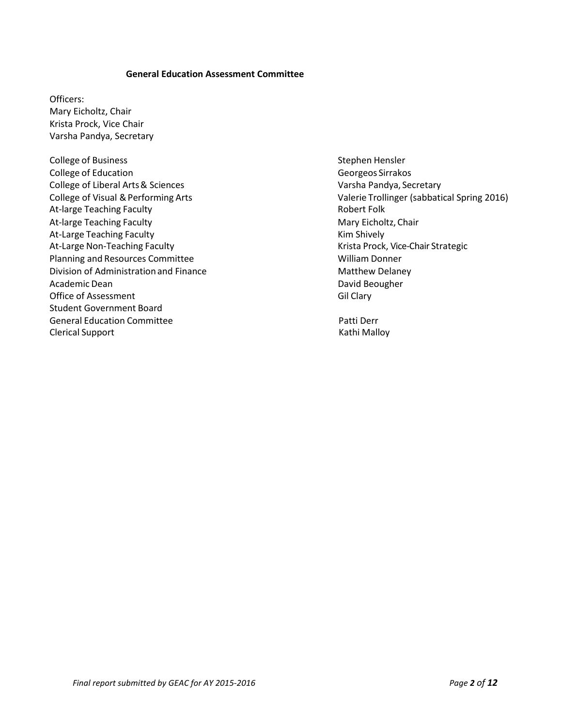**General Education Assessment Committee**

Officers:
Mary Eicholtz, Chair
Krista Prock, Vice Chair
Varsha Pandya, Secretary

| | |
|---|---|
| College of Business | Stephen Hensler |
| College of Education | Georgeos Sirrakos |
| College of Liberal Arts & Sciences | Varsha Pandya, Secretary |
| College of Visual & Performing Arts | Valerie Trollinger (sabbatical Spring 2016) |
| At-large Teaching Faculty | Robert Folk |
| At-large Teaching Faculty | Mary Eicholtz, Chair |
| At-Large Teaching Faculty | Kim Shively |
| At-Large Non-Teaching Faculty | Krista Prock, Vice-Chair Strategic |
| Planning and Resources Committee | William Donner |
| Division of Administration and Finance | Matthew Delaney |
| Academic Dean | David Beougher |
| Office of Assessment | Gil Clary |
| Student Government Board | |
| General Education Committee | Patti Derr |
| Clerical Support | Kathi Malloy |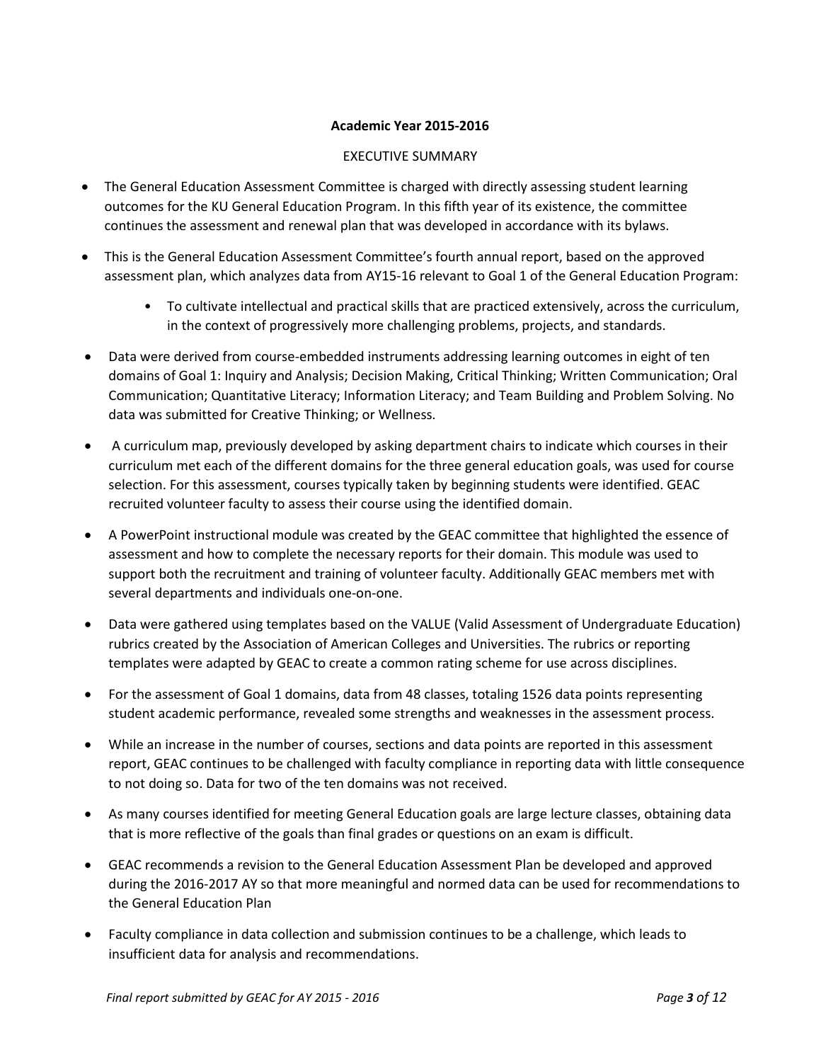**Academic Year 2015-2016**

EXECUTIVE SUMMARY

- The General Education Assessment Committee is charged with directly assessing student learning outcomes for the KU General Education Program. In this fifth year of its existence, the committee continues the assessment and renewal plan that was developed in accordance with its bylaws.
- This is the General Education Assessment Committee's fourth annual report, based on the approved assessment plan, which analyzes data from AY15-16 relevant to Goal 1 of the General Education Program:
    - To cultivate intellectual and practical skills that are practiced extensively, across the curriculum, in the context of progressively more challenging problems, projects, and standards.
- Data were derived from course-embedded instruments addressing learning outcomes in eight of ten domains of Goal 1: Inquiry and Analysis; Decision Making, Critical Thinking; Written Communication; Oral Communication; Quantitative Literacy; Information Literacy; and Team Building and Problem Solving. No data was submitted for Creative Thinking; or Wellness.
- A curriculum map, previously developed by asking department chairs to indicate which courses in their curriculum met each of the different domains for the three general education goals, was used for course selection. For this assessment, courses typically taken by beginning students were identified. GEAC recruited volunteer faculty to assess their course using the identified domain.
- A PowerPoint instructional module was created by the GEAC committee that highlighted the essence of assessment and how to complete the necessary reports for their domain. This module was used to support both the recruitment and training of volunteer faculty. Additionally GEAC members met with several departments and individuals one-on-one.
- Data were gathered using templates based on the VALUE (Valid Assessment of Undergraduate Education) rubrics created by the Association of American Colleges and Universities. The rubrics or reporting templates were adapted by GEAC to create a common rating scheme for use across disciplines.
- For the assessment of Goal 1 domains, data from 48 classes, totaling 1526 data points representing student academic performance, revealed some strengths and weaknesses in the assessment process.
- While an increase in the number of courses, sections and data points are reported in this assessment report, GEAC continues to be challenged with faculty compliance in reporting data with little consequence to not doing so. Data for two of the ten domains was not received.
- As many courses identified for meeting General Education goals are large lecture classes, obtaining data that is more reflective of the goals than final grades or questions on an exam is difficult.
- GEAC recommends a revision to the General Education Assessment Plan be developed and approved during the 2016-2017 AY so that more meaningful and normed data can be used for recommendations to the General Education Plan
- Faculty compliance in data collection and submission continues to be a challenge, which leads to insufficient data for analysis and recommendations.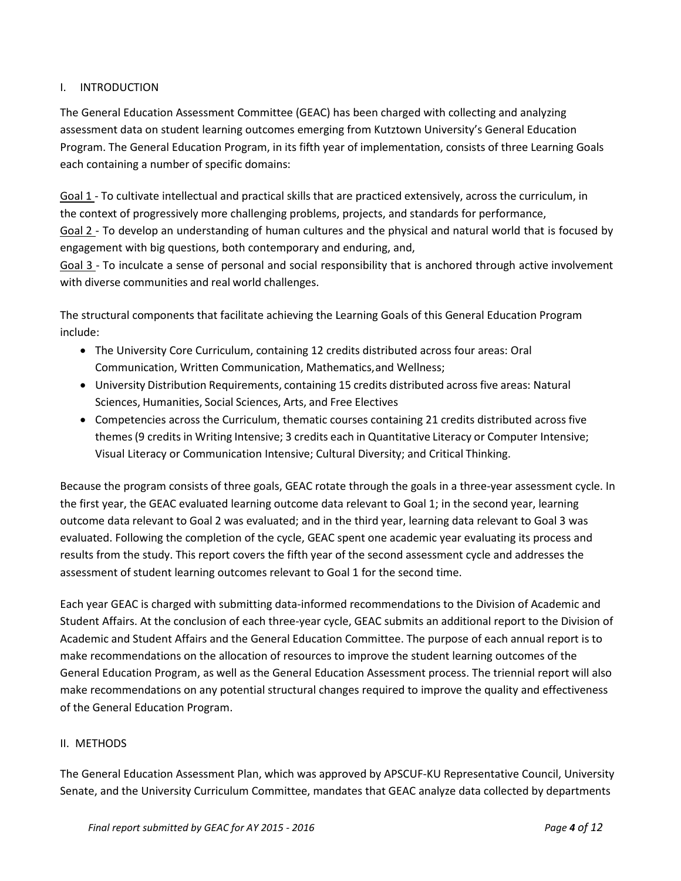## I. INTRODUCTION

The General Education Assessment Committee (GEAC) has been charged with collecting and analyzing assessment data on student learning outcomes emerging from Kutztown University's General Education Program. The General Education Program, in its fifth year of implementation, consists of three Learning Goals each containing a number of specific domains:

<u>Goal 1</u> - To cultivate intellectual and practical skills that are practiced extensively, across the curriculum, in the context of progressively more challenging problems, projects, and standards for performance,
<u>Goal 2</u> - To develop an understanding of human cultures and the physical and natural world that is focused by engagement with big questions, both contemporary and enduring, and,
<u>Goal 3</u> - To inculcate a sense of personal and social responsibility that is anchored through active involvement with diverse communities and real world challenges.

The structural components that facilitate achieving the Learning Goals of this General Education Program include:

- The University Core Curriculum, containing 12 credits distributed across four areas: Oral Communication, Written Communication, Mathematics, and Wellness;
- University Distribution Requirements, containing 15 credits distributed across five areas: Natural Sciences, Humanities, Social Sciences, Arts, and Free Electives
- Competencies across the Curriculum, thematic courses containing 21 credits distributed across five themes (9 credits in Writing Intensive; 3 credits each in Quantitative Literacy or Computer Intensive; Visual Literacy or Communication Intensive; Cultural Diversity; and Critical Thinking.

Because the program consists of three goals, GEAC rotate through the goals in a three-year assessment cycle. In the first year, the GEAC evaluated learning outcome data relevant to Goal 1; in the second year, learning outcome data relevant to Goal 2 was evaluated; and in the third year, learning data relevant to Goal 3 was evaluated. Following the completion of the cycle, GEAC spent one academic year evaluating its process and results from the study. This report covers the fifth year of the second assessment cycle and addresses the assessment of student learning outcomes relevant to Goal 1 for the second time.

Each year GEAC is charged with submitting data-informed recommendations to the Division of Academic and Student Affairs. At the conclusion of each three-year cycle, GEAC submits an additional report to the Division of Academic and Student Affairs and the General Education Committee. The purpose of each annual report is to make recommendations on the allocation of resources to improve the student learning outcomes of the General Education Program, as well as the General Education Assessment process. The triennial report will also make recommendations on any potential structural changes required to improve the quality and effectiveness of the General Education Program.

## II. METHODS

The General Education Assessment Plan, which was approved by APSCUF-KU Representative Council, University Senate, and the University Curriculum Committee, mandates that GEAC analyze data collected by departments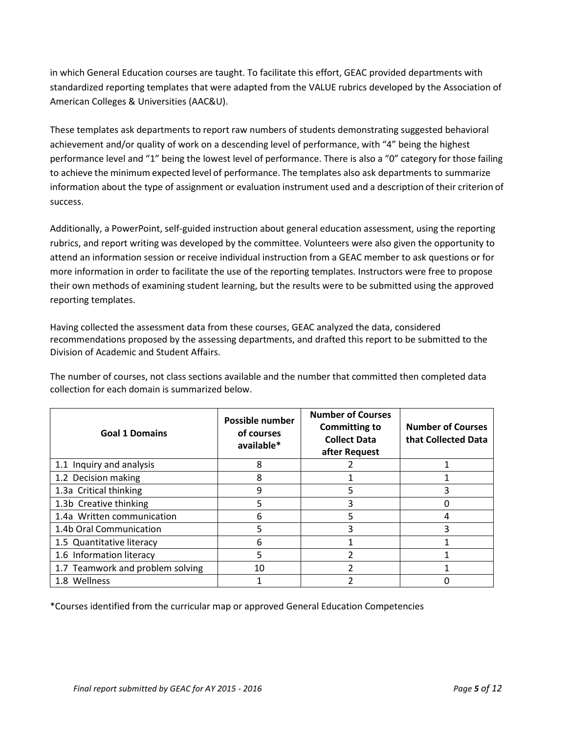in which General Education courses are taught. To facilitate this effort, GEAC provided departments with standardized reporting templates that were adapted from the VALUE rubrics developed by the Association of American Colleges & Universities (AAC&U).

These templates ask departments to report raw numbers of students demonstrating suggested behavioral achievement and/or quality of work on a descending level of performance, with "4" being the highest performance level and "1" being the lowest level of performance. There is also a "0" category for those failing to achieve the minimum expected level of performance. The templates also ask departments to summarize information about the type of assignment or evaluation instrument used and a description of their criterion of success.

Additionally, a PowerPoint, self-guided instruction about general education assessment, using the reporting rubrics, and report writing was developed by the committee. Volunteers were also given the opportunity to attend an information session or receive individual instruction from a GEAC member to ask questions or for more information in order to facilitate the use of the reporting templates. Instructors were free to propose their own methods of examining student learning, but the results were to be submitted using the approved reporting templates.

Having collected the assessment data from these courses, GEAC analyzed the data, considered recommendations proposed by the assessing departments, and drafted this report to be submitted to the Division of Academic and Student Affairs.

The number of courses, not class sections available and the number that committed then completed data collection for each domain is summarized below.

| Goal 1 Domains | Possible number of courses available* | Number of Courses Committing to Collect Data after Request | Number of Courses that Collected Data |
|---|---|---|---|
| 1.1 Inquiry and analysis | 8 | 2 | 1 |
| 1.2 Decision making | 8 | 1 | 1 |
| 1.3a Critical thinking | 9 | 5 | 3 |
| 1.3b Creative thinking | 5 | 3 | 0 |
| 1.4a Written communication | 6 | 5 | 4 |
| 1.4b Oral Communication | 5 | 3 | 3 |
| 1.5 Quantitative literacy | 6 | 1 | 1 |
| 1.6 Information literacy | 5 | 2 | 1 |
| 1.7 Teamwork and problem solving | 10 | 2 | 1 |
| 1.8 Wellness | 1 | 2 | 0 |

*Courses identified from the curricular map or approved General Education Competencies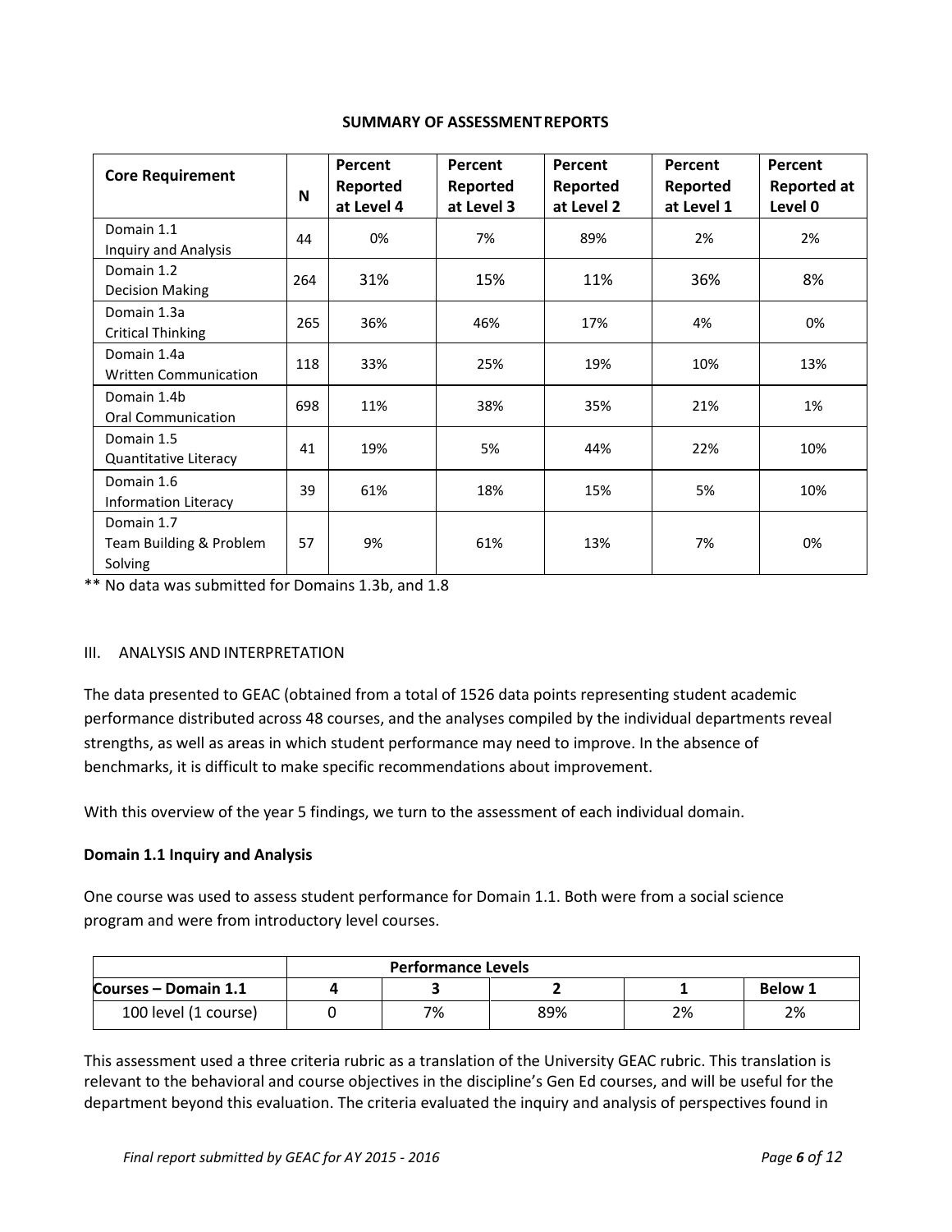**SUMMARY OF ASSESSMENT REPORTS**

| Core Requirement | N | Percent Reported at Level 4 | Percent Reported at Level 3 | Percent Reported at Level 2 | Percent Reported at Level 1 | Percent Reported at Level 0 |
|---|---|---|---|---|---|---|
| Domain 1.1 Inquiry and Analysis | 44 | 0% | 7% | 89% | 2% | 2% |
| Domain 1.2 Decision Making | 264 | 31% | 15% | 11% | 36% | 8% |
| Domain 1.3a Critical Thinking | 265 | 36% | 46% | 17% | 4% | 0% |
| Domain 1.4a Written Communication | 118 | 33% | 25% | 19% | 10% | 13% |
| Domain 1.4b Oral Communication | 698 | 11% | 38% | 35% | 21% | 1% |
| Domain 1.5 Quantitative Literacy | 41 | 19% | 5% | 44% | 22% | 10% |
| Domain 1.6 Information Literacy | 39 | 61% | 18% | 15% | 5% | 10% |
| Domain 1.7 Team Building & Problem Solving | 57 | 9% | 61% | 13% | 7% | 0% |

** No data was submitted for Domains 1.3b, and 1.8

III. ANALYSIS AND INTERPRETATION

The data presented to GEAC (obtained from a total of 1526 data points representing student academic performance distributed across 48 courses, and the analyses compiled by the individual departments reveal strengths, as well as areas in which student performance may need to improve. In the absence of benchmarks, it is difficult to make specific recommendations about improvement.

With this overview of the year 5 findings, we turn to the assessment of each individual domain.

**Domain 1.1 Inquiry and Analysis**

One course was used to assess student performance for Domain 1.1. Both were from a social science program and were from introductory level courses.

| | Performance Levels | | | | |
|---|---|---|---|---|---|
| Courses – Domain 1.1 | 4 | 3 | 2 | 1 | Below 1 |
| 100 level (1 course) | 0 | 7% | 89% | 2% | 2% |

This assessment used a three criteria rubric as a translation of the University GEAC rubric. This translation is relevant to the behavioral and course objectives in the discipline's Gen Ed courses, and will be useful for the department beyond this evaluation. The criteria evaluated the inquiry and analysis of perspectives found in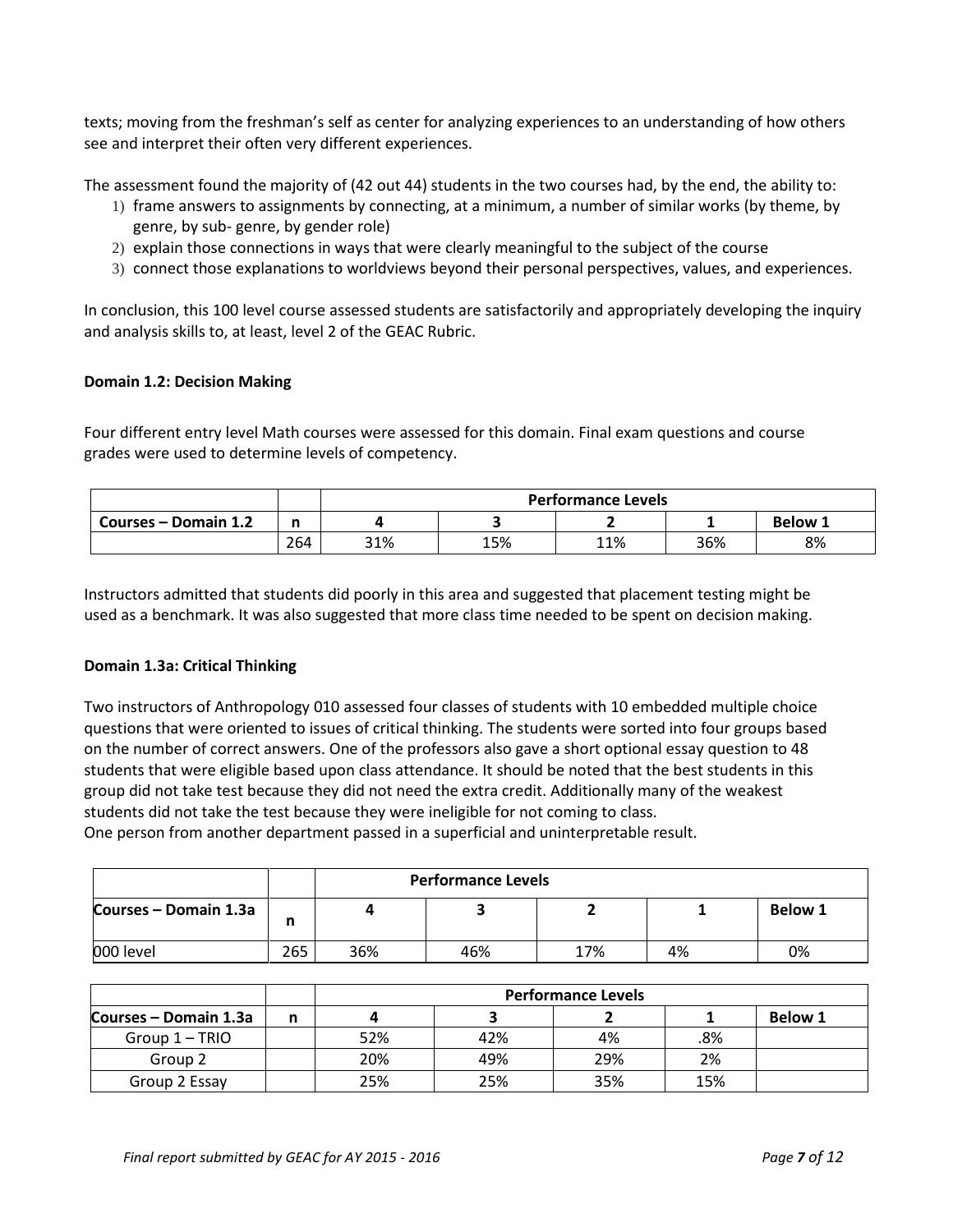texts; moving from the freshman's self as center for analyzing experiences to an understanding of how others see and interpret their often very different experiences.

The assessment found the majority of (42 out 44) students in the two courses had, by the end, the ability to:

1) frame answers to assignments by connecting, at a minimum, a number of similar works (by theme, by genre, by sub- genre, by gender role)
2) explain those connections in ways that were clearly meaningful to the subject of the course
3) connect those explanations to worldviews beyond their personal perspectives, values, and experiences.

In conclusion, this 100 level course assessed students are satisfactorily and appropriately developing the inquiry and analysis skills to, at least, level 2 of the GEAC Rubric.

**Domain 1.2: Decision Making**

Four different entry level Math courses were assessed for this domain. Final exam questions and course grades were used to determine levels of competency.

| | | Performance Levels | | | | |
|---|---|---|---|---|---|---|
| **Courses – Domain 1.2** | **n** | **4** | **3** | **2** | **1** | **Below 1** |
| | 264 | 31% | 15% | 11% | 36% | 8% |

Instructors admitted that students did poorly in this area and suggested that placement testing might be used as a benchmark. It was also suggested that more class time needed to be spent on decision making.

**Domain 1.3a: Critical Thinking**

Two instructors of Anthropology 010 assessed four classes of students with 10 embedded multiple choice questions that were oriented to issues of critical thinking. The students were sorted into four groups based on the number of correct answers. One of the professors also gave a short optional essay question to 48 students that were eligible based upon class attendance. It should be noted that the best students in this group did not take test because they did not need the extra credit. Additionally many of the weakest students did not take the test because they were ineligible for not coming to class.
One person from another department passed in a superficial and uninterpretable result.

| | | Performance Levels | | | | |
|---|---|---|---|---|---|---|
| **Courses – Domain 1.3a** | **n** | **4** | **3** | **2** | **1** | **Below 1** |
| 000 level | 265 | 36% | 46% | 17% | 4% | 0% |

| | | Performance Levels | | | | |
|---|---|---|---|---|---|---|
| **Courses – Domain 1.3a** | **n** | **4** | **3** | **2** | **1** | **Below 1** |
| Group 1 – TRIO | | 52% | 42% | 4% | .8% | |
| Group 2 | | 20% | 49% | 29% | 2% | |
| Group 2 Essay | | 25% | 25% | 35% | 15% | |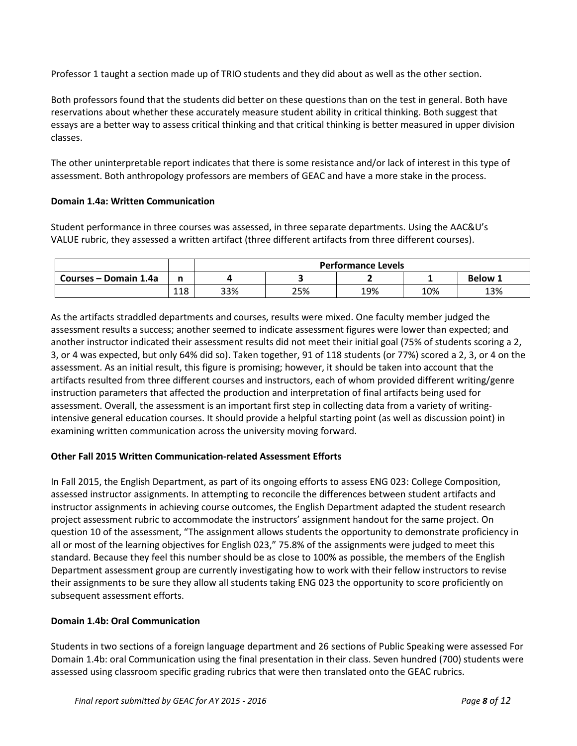Professor 1 taught a section made up of TRIO students and they did about as well as the other section.

Both professors found that the students did better on these questions than on the test in general. Both have reservations about whether these accurately measure student ability in critical thinking. Both suggest that essays are a better way to assess critical thinking and that critical thinking is better measured in upper division classes.

The other uninterpretable report indicates that there is some resistance and/or lack of interest in this type of assessment. Both anthropology professors are members of GEAC and have a more stake in the process.

**Domain 1.4a: Written Communication**

Student performance in three courses was assessed, in three separate departments. Using the AAC&U's VALUE rubric, they assessed a written artifact (three different artifacts from three different courses).

| | | Performance Levels | | | | |
|---|---|---|---|---|---|---|
| **Courses – Domain 1.4a** | **n** | **4** | **3** | **2** | **1** | **Below 1** |
| | 118 | 33% | 25% | 19% | 10% | 13% |

As the artifacts straddled departments and courses, results were mixed. One faculty member judged the assessment results a success; another seemed to indicate assessment figures were lower than expected; and another instructor indicated their assessment results did not meet their initial goal (75% of students scoring a 2, 3, or 4 was expected, but only 64% did so). Taken together, 91 of 118 students (or 77%) scored a 2, 3, or 4 on the assessment. As an initial result, this figure is promising; however, it should be taken into account that the artifacts resulted from three different courses and instructors, each of whom provided different writing/genre instruction parameters that affected the production and interpretation of final artifacts being used for assessment. Overall, the assessment is an important first step in collecting data from a variety of writing-intensive general education courses. It should provide a helpful starting point (as well as discussion point) in examining written communication across the university moving forward.

**Other Fall 2015 Written Communication-related Assessment Efforts**

In Fall 2015, the English Department, as part of its ongoing efforts to assess ENG 023: College Composition, assessed instructor assignments. In attempting to reconcile the differences between student artifacts and instructor assignments in achieving course outcomes, the English Department adapted the student research project assessment rubric to accommodate the instructors' assignment handout for the same project. On question 10 of the assessment, "The assignment allows students the opportunity to demonstrate proficiency in all or most of the learning objectives for English 023," 75.8% of the assignments were judged to meet this standard. Because they feel this number should be as close to 100% as possible, the members of the English Department assessment group are currently investigating how to work with their fellow instructors to revise their assignments to be sure they allow all students taking ENG 023 the opportunity to score proficiently on subsequent assessment efforts.

**Domain 1.4b: Oral Communication**

Students in two sections of a foreign language department and 26 sections of Public Speaking were assessed For Domain 1.4b: oral Communication using the final presentation in their class. Seven hundred (700) students were assessed using classroom specific grading rubrics that were then translated onto the GEAC rubrics.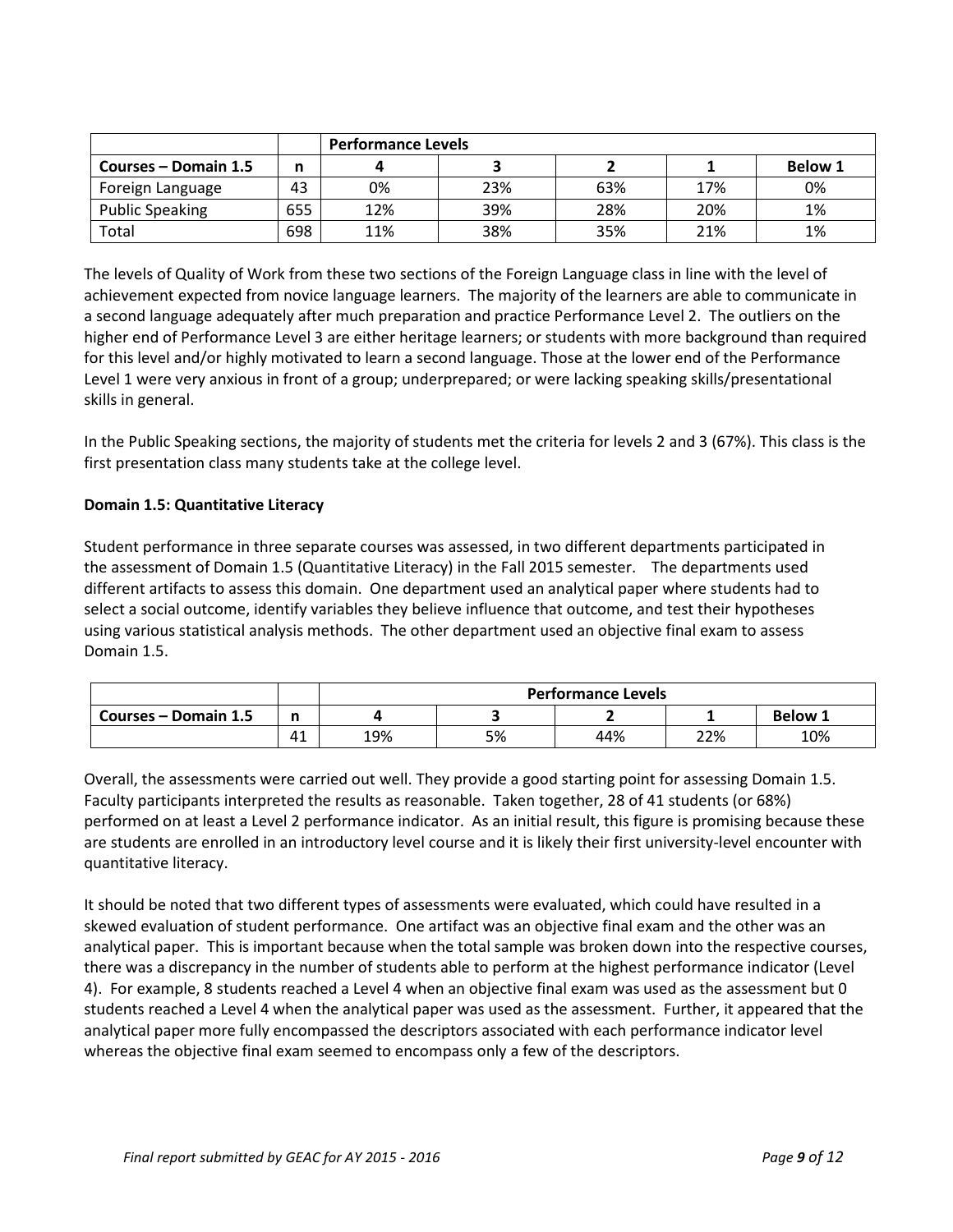| | | Performance Levels | | | | |
|---|---|---|---|---|---|---|
| **Courses – Domain 1.5** | **n** | **4** | **3** | **2** | **1** | **Below 1** |
| Foreign Language | 43 | 0% | 23% | 63% | 17% | 0% |
| Public Speaking | 655 | 12% | 39% | 28% | 20% | 1% |
| Total | 698 | 11% | 38% | 35% | 21% | 1% |

The levels of Quality of Work from these two sections of the Foreign Language class in line with the level of achievement expected from novice language learners. The majority of the learners are able to communicate in a second language adequately after much preparation and practice Performance Level 2. The outliers on the higher end of Performance Level 3 are either heritage learners; or students with more background than required for this level and/or highly motivated to learn a second language. Those at the lower end of the Performance Level 1 were very anxious in front of a group; underprepared; or were lacking speaking skills/presentational skills in general.

In the Public Speaking sections, the majority of students met the criteria for levels 2 and 3 (67%). This class is the first presentation class many students take at the college level.

**Domain 1.5: Quantitative Literacy**

Student performance in three separate courses was assessed, in two different departments participated in the assessment of Domain 1.5 (Quantitative Literacy) in the Fall 2015 semester. The departments used different artifacts to assess this domain. One department used an analytical paper where students had to select a social outcome, identify variables they believe influence that outcome, and test their hypotheses using various statistical analysis methods. The other department used an objective final exam to assess Domain 1.5.

| | | Performance Levels | | | | |
|---|---|---|---|---|---|---|
| **Courses – Domain 1.5** | **n** | **4** | **3** | **2** | **1** | **Below 1** |
| | 41 | 19% | 5% | 44% | 22% | 10% |

Overall, the assessments were carried out well. They provide a good starting point for assessing Domain 1.5. Faculty participants interpreted the results as reasonable. Taken together, 28 of 41 students (or 68%) performed on at least a Level 2 performance indicator. As an initial result, this figure is promising because these are students are enrolled in an introductory level course and it is likely their first university-level encounter with quantitative literacy.

It should be noted that two different types of assessments were evaluated, which could have resulted in a skewed evaluation of student performance. One artifact was an objective final exam and the other was an analytical paper. This is important because when the total sample was broken down into the respective courses, there was a discrepancy in the number of students able to perform at the highest performance indicator (Level 4). For example, 8 students reached a Level 4 when an objective final exam was used as the assessment but 0 students reached a Level 4 when the analytical paper was used as the assessment. Further, it appeared that the analytical paper more fully encompassed the descriptors associated with each performance indicator level whereas the objective final exam seemed to encompass only a few of the descriptors.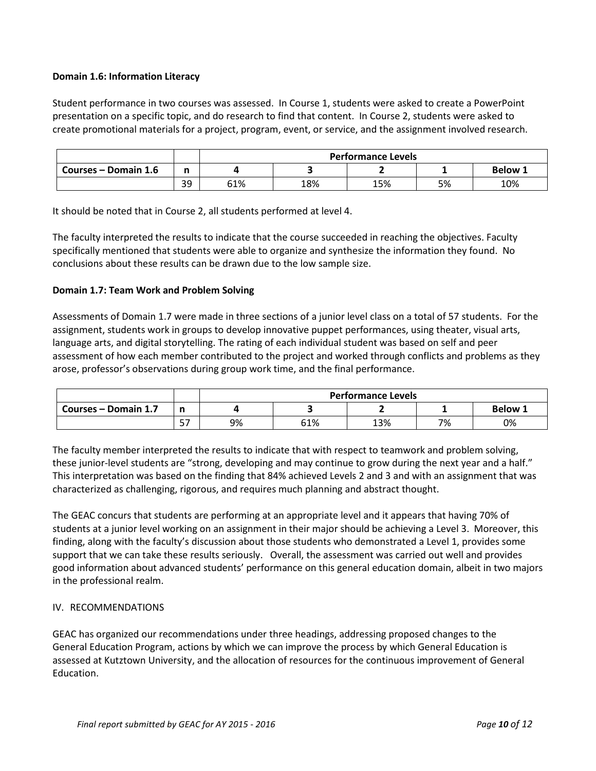**Domain 1.6: Information Literacy**

Student performance in two courses was assessed. In Course 1, students were asked to create a PowerPoint presentation on a specific topic, and do research to find that content. In Course 2, students were asked to create promotional materials for a project, program, event, or service, and the assignment involved research.

| | | Performance Levels | | | | |
|---|---|---|---|---|---|---|
| **Courses – Domain 1.6** | **n** | **4** | **3** | **2** | **1** | **Below 1** |
| | 39 | 61% | 18% | 15% | 5% | 10% |

It should be noted that in Course 2, all students performed at level 4.

The faculty interpreted the results to indicate that the course succeeded in reaching the objectives. Faculty specifically mentioned that students were able to organize and synthesize the information they found. No conclusions about these results can be drawn due to the low sample size.

**Domain 1.7: Team Work and Problem Solving**

Assessments of Domain 1.7 were made in three sections of a junior level class on a total of 57 students. For the assignment, students work in groups to develop innovative puppet performances, using theater, visual arts, language arts, and digital storytelling. The rating of each individual student was based on self and peer assessment of how each member contributed to the project and worked through conflicts and problems as they arose, professor's observations during group work time, and the final performance.

| | | Performance Levels | | | | |
|---|---|---|---|---|---|---|
| **Courses – Domain 1.7** | **n** | **4** | **3** | **2** | **1** | **Below 1** |
| | 57 | 9% | 61% | 13% | 7% | 0% |

The faculty member interpreted the results to indicate that with respect to teamwork and problem solving, these junior-level students are "strong, developing and may continue to grow during the next year and a half." This interpretation was based on the finding that 84% achieved Levels 2 and 3 and with an assignment that was characterized as challenging, rigorous, and requires much planning and abstract thought.

The GEAC concurs that students are performing at an appropriate level and it appears that having 70% of students at a junior level working on an assignment in their major should be achieving a Level 3. Moreover, this finding, along with the faculty's discussion about those students who demonstrated a Level 1, provides some support that we can take these results seriously. Overall, the assessment was carried out well and provides good information about advanced students' performance on this general education domain, albeit in two majors in the professional realm.

IV. RECOMMENDATIONS

GEAC has organized our recommendations under three headings, addressing proposed changes to the General Education Program, actions by which we can improve the process by which General Education is assessed at Kutztown University, and the allocation of resources for the continuous improvement of General Education.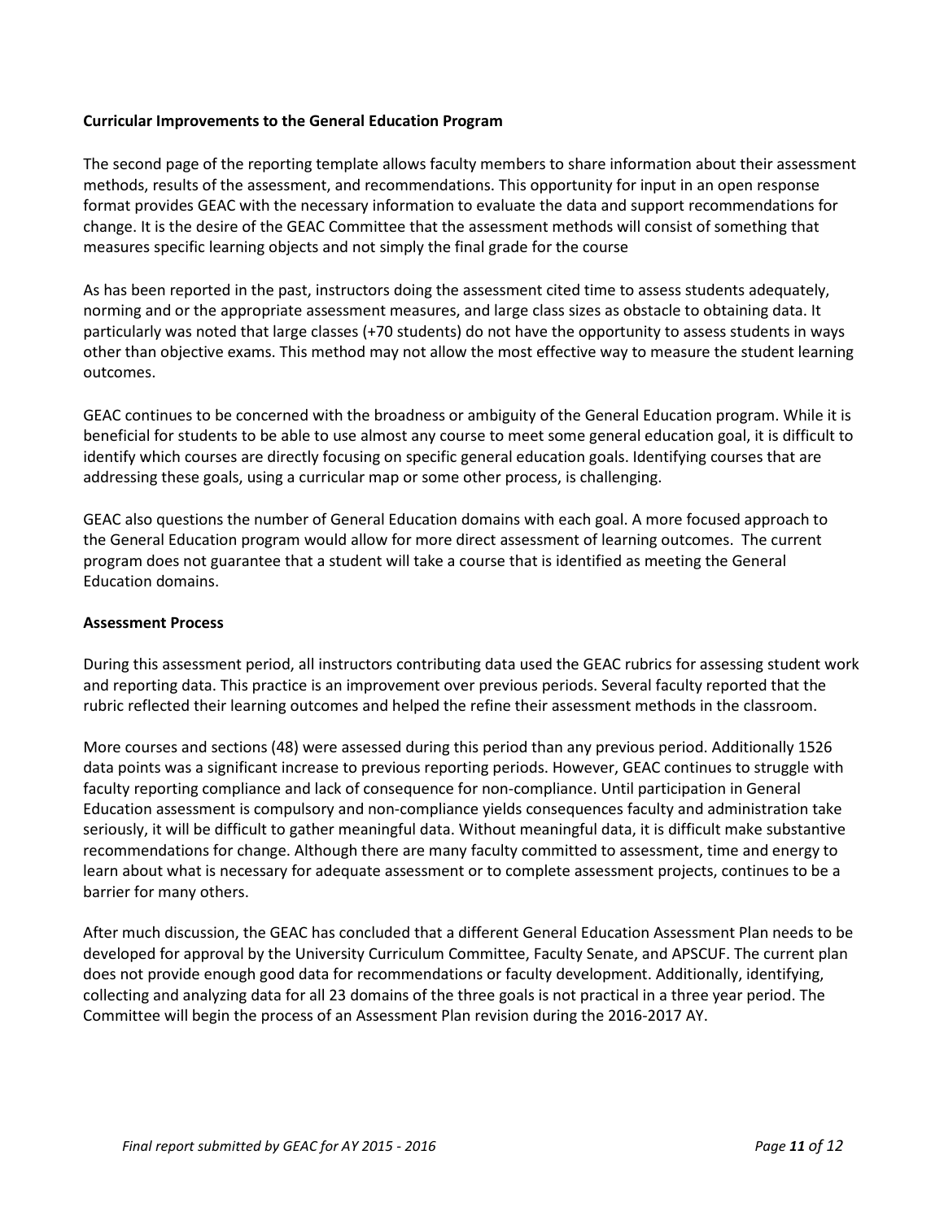**Curricular Improvements to the General Education Program**

The second page of the reporting template allows faculty members to share information about their assessment methods, results of the assessment, and recommendations. This opportunity for input in an open response format provides GEAC with the necessary information to evaluate the data and support recommendations for change. It is the desire of the GEAC Committee that the assessment methods will consist of something that measures specific learning objects and not simply the final grade for the course

As has been reported in the past, instructors doing the assessment cited time to assess students adequately, norming and or the appropriate assessment measures, and large class sizes as obstacle to obtaining data. It particularly was noted that large classes (+70 students) do not have the opportunity to assess students in ways other than objective exams. This method may not allow the most effective way to measure the student learning outcomes.

GEAC continues to be concerned with the broadness or ambiguity of the General Education program. While it is beneficial for students to be able to use almost any course to meet some general education goal, it is difficult to identify which courses are directly focusing on specific general education goals. Identifying courses that are addressing these goals, using a curricular map or some other process, is challenging.

GEAC also questions the number of General Education domains with each goal. A more focused approach to the General Education program would allow for more direct assessment of learning outcomes. The current program does not guarantee that a student will take a course that is identified as meeting the General Education domains.

**Assessment Process**

During this assessment period, all instructors contributing data used the GEAC rubrics for assessing student work and reporting data. This practice is an improvement over previous periods. Several faculty reported that the rubric reflected their learning outcomes and helped the refine their assessment methods in the classroom.

More courses and sections (48) were assessed during this period than any previous period. Additionally 1526 data points was a significant increase to previous reporting periods. However, GEAC continues to struggle with faculty reporting compliance and lack of consequence for non-compliance. Until participation in General Education assessment is compulsory and non-compliance yields consequences faculty and administration take seriously, it will be difficult to gather meaningful data. Without meaningful data, it is difficult make substantive recommendations for change. Although there are many faculty committed to assessment, time and energy to learn about what is necessary for adequate assessment or to complete assessment projects, continues to be a barrier for many others.

After much discussion, the GEAC has concluded that a different General Education Assessment Plan needs to be developed for approval by the University Curriculum Committee, Faculty Senate, and APSCUF. The current plan does not provide enough good data for recommendations or faculty development. Additionally, identifying, collecting and analyzing data for all 23 domains of the three goals is not practical in a three year period. The Committee will begin the process of an Assessment Plan revision during the 2016-2017 AY.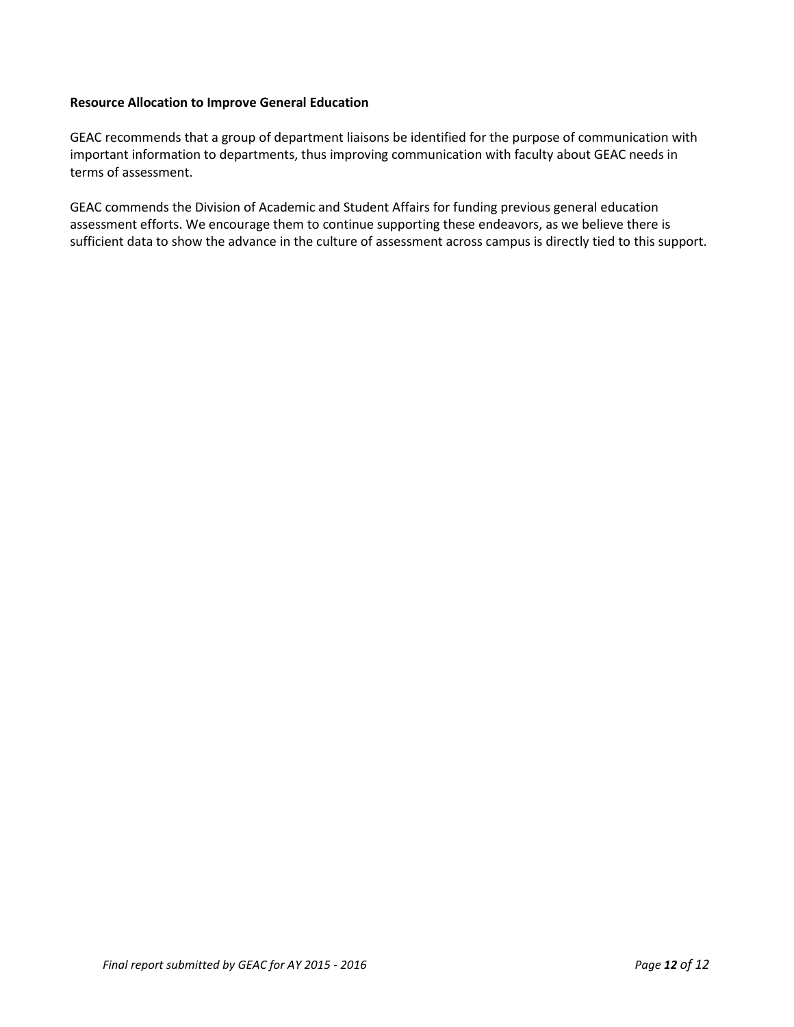**Resource Allocation to Improve General Education**

GEAC recommends that a group of department liaisons be identified for the purpose of communication with important information to departments, thus improving communication with faculty about GEAC needs in terms of assessment.

GEAC commends the Division of Academic and Student Affairs for funding previous general education assessment efforts. We encourage them to continue supporting these endeavors, as we believe there is sufficient data to show the advance in the culture of assessment across campus is directly tied to this support.